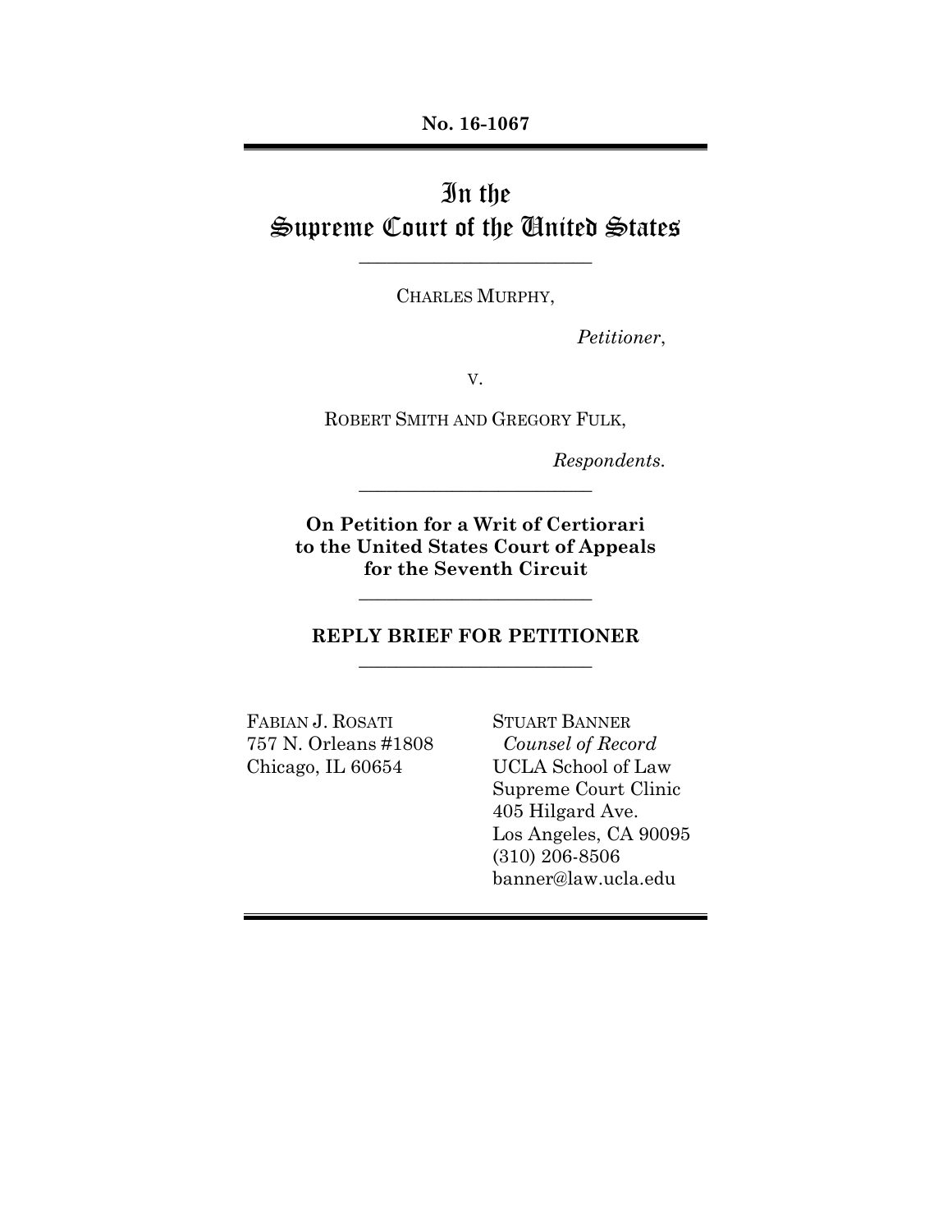**No. 16-1067**

# In the Supreme Court of the United States

---

CHARLES MURPHY,

*Petitioner*,

v.

ROBERT SMITH AND GREGORY FULK,

*Respondents.*

---

**On Petition for a Writ of Certiorari to the United States Court of Appeals for the Seventh Circuit**

---

**REPLY BRIEF FOR PETITIONER**

---

FABIAN J. ROSATI
757 N. Orleans #1808
Chicago, IL 60654

STUART BANNER
*Counsel of Record*
UCLA School of Law
Supreme Court Clinic
405 Hilgard Ave.
Los Angeles, CA 90095
(310) 206-8506
banner@law.ucla.edu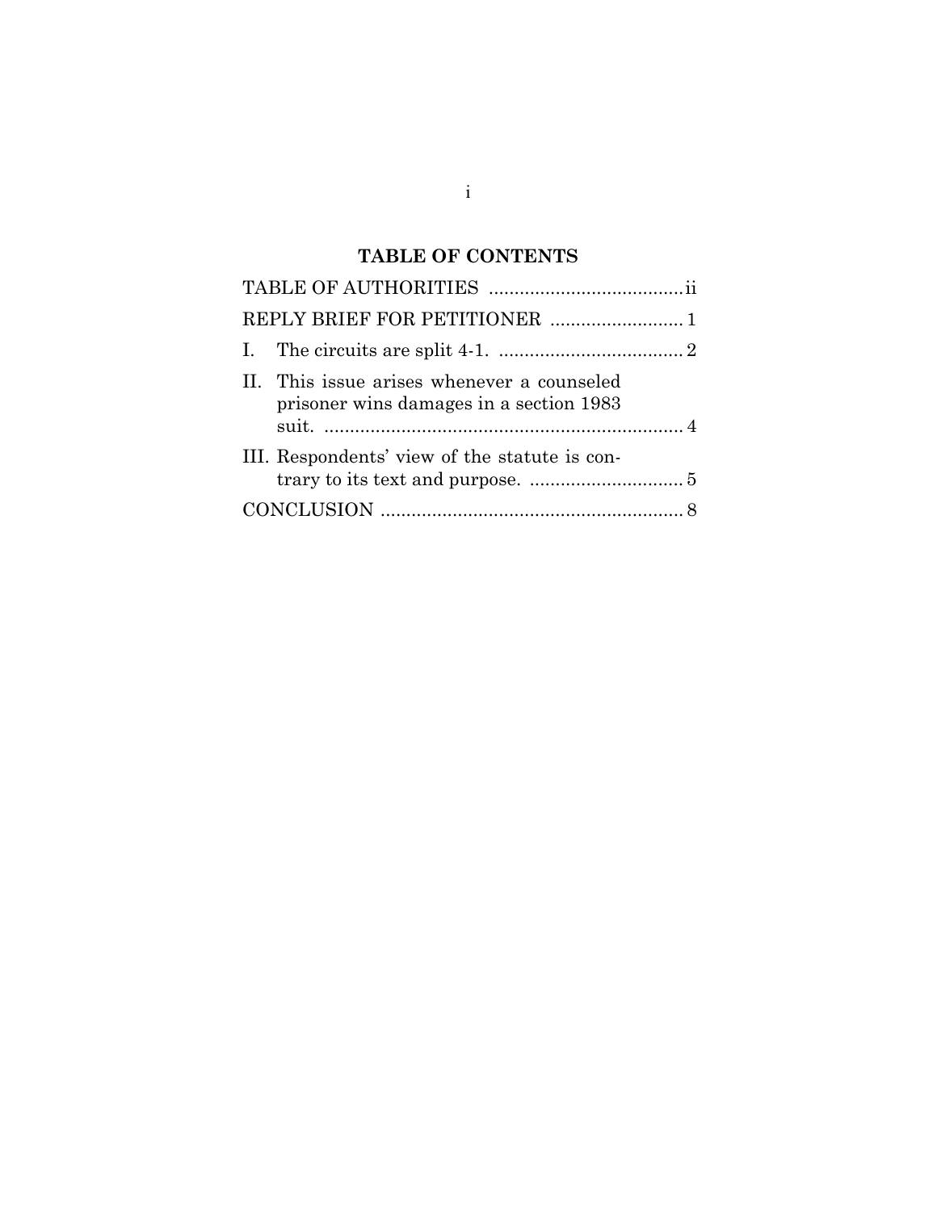# TABLE OF CONTENTS

| | |
|---|---|
| TABLE OF AUTHORITIES | ii |
| REPLY BRIEF FOR PETITIONER | 1 |
| I. The circuits are split 4-1. | 2 |
| II. This issue arises whenever a counseled prisoner wins damages in a section 1983 suit. | 4 |
| III. Respondents' view of the statute is contrary to its text and purpose. | 5 |
| CONCLUSION | 8 |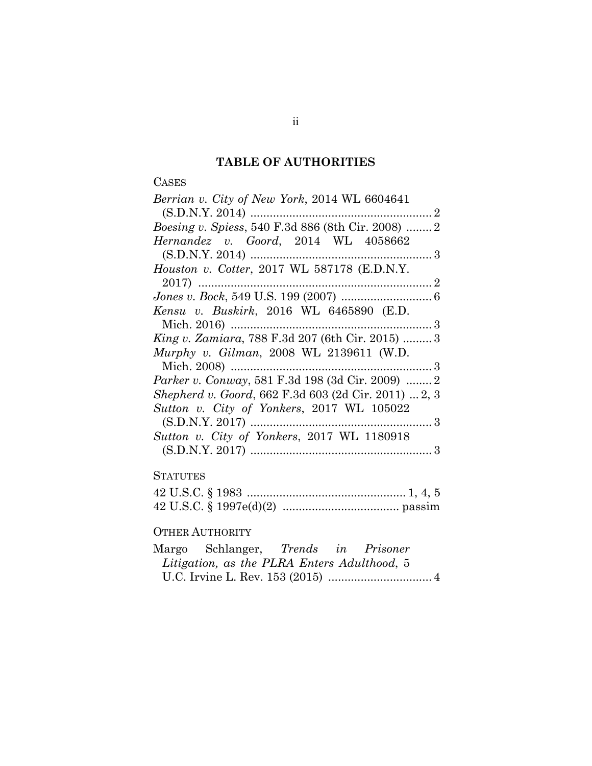## TABLE OF AUTHORITIES

CASES

*Berrian v. City of New York*, 2014 WL 6604641 (S.D.N.Y. 2014) ........................................................ 2

*Boesing v. Spiess*, 540 F.3d 886 (8th Cir. 2008) ........ 2

*Hernandez v. Goord*, 2014 WL 4058662 (S.D.N.Y. 2014) ........................................................ 3

*Houston v. Cotter*, 2017 WL 587178 (E.D.N.Y. 2017) ........................................................................ 2

*Jones v. Bock*, 549 U.S. 199 (2007) ............................ 6

*Kensu v. Buskirk*, 2016 WL 6465890 (E.D. Mich. 2016) ............................................................. 3

*King v. Zamiara*, 788 F.3d 207 (6th Cir. 2015) ......... 3

*Murphy v. Gilman*, 2008 WL 2139611 (W.D. Mich. 2008) ............................................................. 3

*Parker v. Conway*, 581 F.3d 198 (3d Cir. 2009) ........ 2

*Shepherd v. Goord*, 662 F.3d 603 (2d Cir. 2011) ... 2, 3

*Sutton v. City of Yonkers*, 2017 WL 105022 (S.D.N.Y. 2017) ....................................................... 3

*Sutton v. City of Yonkers*, 2017 WL 1180918 (S.D.N.Y. 2017) ....................................................... 3

STATUTES

42 U.S.C. § 1983 ................................................ 1, 4, 5

42 U.S.C. § 1997e(d)(2) .................................... passim

OTHER AUTHORITY

Margo Schlanger, *Trends in Prisoner Litigation, as the PLRA Enters Adulthood*, 5 U.C. Irvine L. Rev. 153 (2015) ................................ 4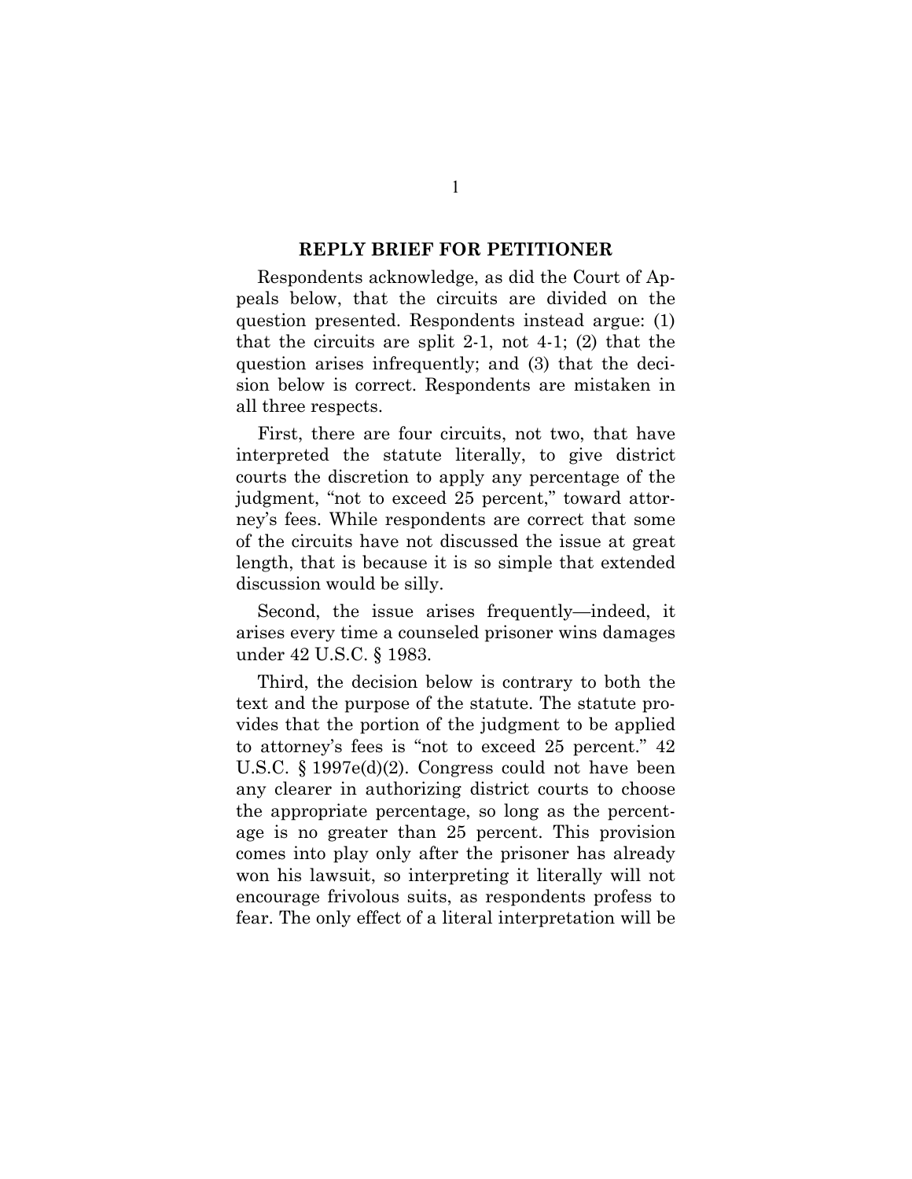## REPLY BRIEF FOR PETITIONER

Respondents acknowledge, as did the Court of Appeals below, that the circuits are divided on the question presented. Respondents instead argue: (1) that the circuits are split 2-1, not 4-1; (2) that the question arises infrequently; and (3) that the decision below is correct. Respondents are mistaken in all three respects.

First, there are four circuits, not two, that have interpreted the statute literally, to give district courts the discretion to apply any percentage of the judgment, "not to exceed 25 percent," toward attorney's fees. While respondents are correct that some of the circuits have not discussed the issue at great length, that is because it is so simple that extended discussion would be silly.

Second, the issue arises frequently—indeed, it arises every time a counseled prisoner wins damages under 42 U.S.C. § 1983.

Third, the decision below is contrary to both the text and the purpose of the statute. The statute provides that the portion of the judgment to be applied to attorney's fees is "not to exceed 25 percent." 42 U.S.C. § 1997e(d)(2). Congress could not have been any clearer in authorizing district courts to choose the appropriate percentage, so long as the percentage is no greater than 25 percent. This provision comes into play only after the prisoner has already won his lawsuit, so interpreting it literally will not encourage frivolous suits, as respondents profess to fear. The only effect of a literal interpretation will be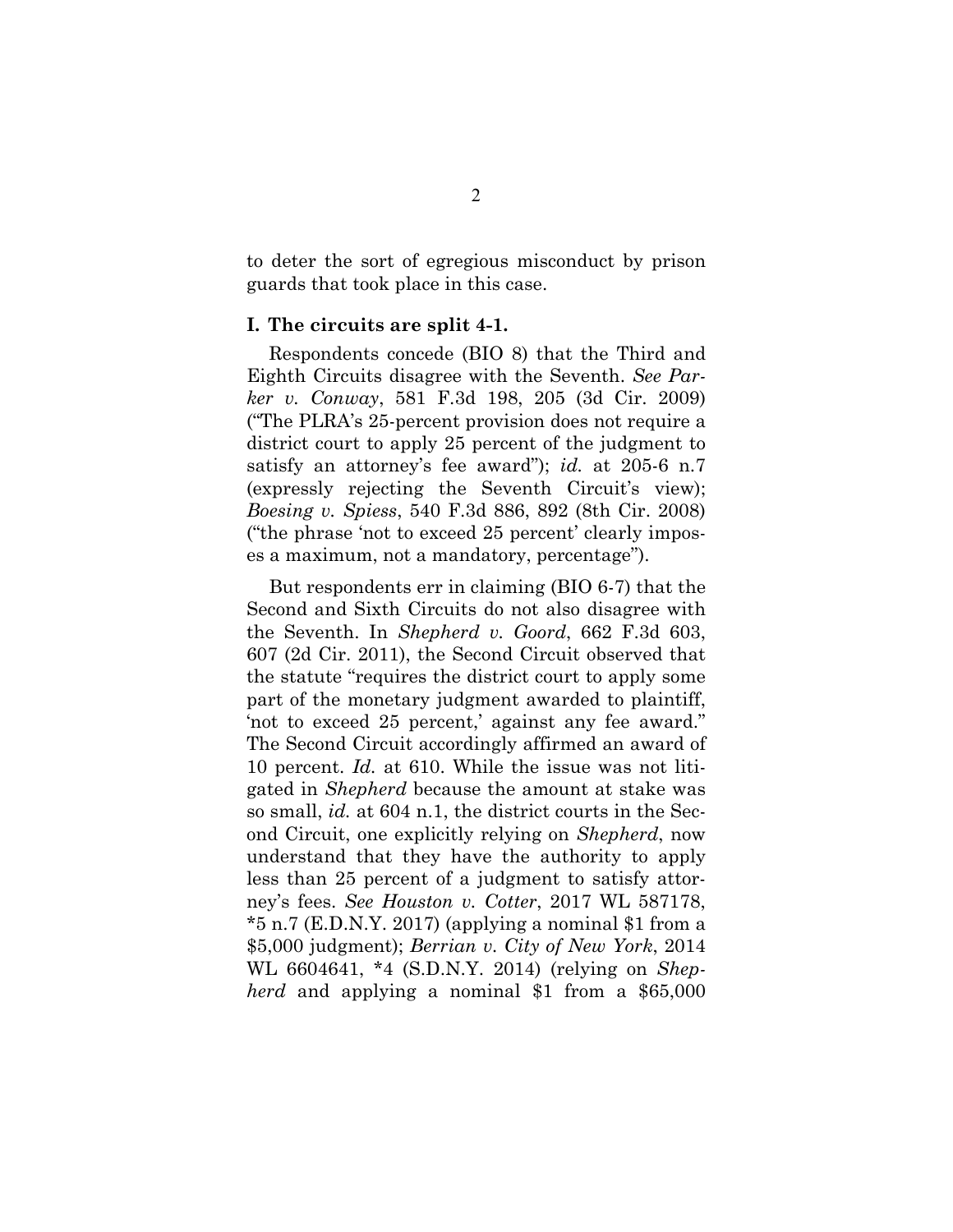to deter the sort of egregious misconduct by prison guards that took place in this case.

## I. The circuits are split 4-1.

Respondents concede (BIO 8) that the Third and Eighth Circuits disagree with the Seventh. *See Parker v. Conway*, 581 F.3d 198, 205 (3d Cir. 2009) ("The PLRA's 25-percent provision does not require a district court to apply 25 percent of the judgment to satisfy an attorney's fee award"); *id.* at 205-6 n.7 (expressly rejecting the Seventh Circuit's view); *Boesing v. Spiess*, 540 F.3d 886, 892 (8th Cir. 2008) ("the phrase 'not to exceed 25 percent' clearly imposes a maximum, not a mandatory, percentage").

But respondents err in claiming (BIO 6-7) that the Second and Sixth Circuits do not also disagree with the Seventh. In *Shepherd v. Goord*, 662 F.3d 603, 607 (2d Cir. 2011), the Second Circuit observed that the statute "requires the district court to apply some part of the monetary judgment awarded to plaintiff, 'not to exceed 25 percent,' against any fee award." The Second Circuit accordingly affirmed an award of 10 percent. *Id.* at 610. While the issue was not litigated in *Shepherd* because the amount at stake was so small, *id.* at 604 n.1, the district courts in the Second Circuit, one explicitly relying on *Shepherd*, now understand that they have the authority to apply less than 25 percent of a judgment to satisfy attorney's fees. *See Houston v. Cotter*, 2017 WL 587178, *5 n.7 (E.D.N.Y. 2017) (applying a nominal $1 from a $5,000 judgment); *Berrian v. City of New York*, 2014 WL 6604641, *4 (S.D.N.Y. 2014) (relying on *Shepherd* and applying a nominal $1 from a $65,000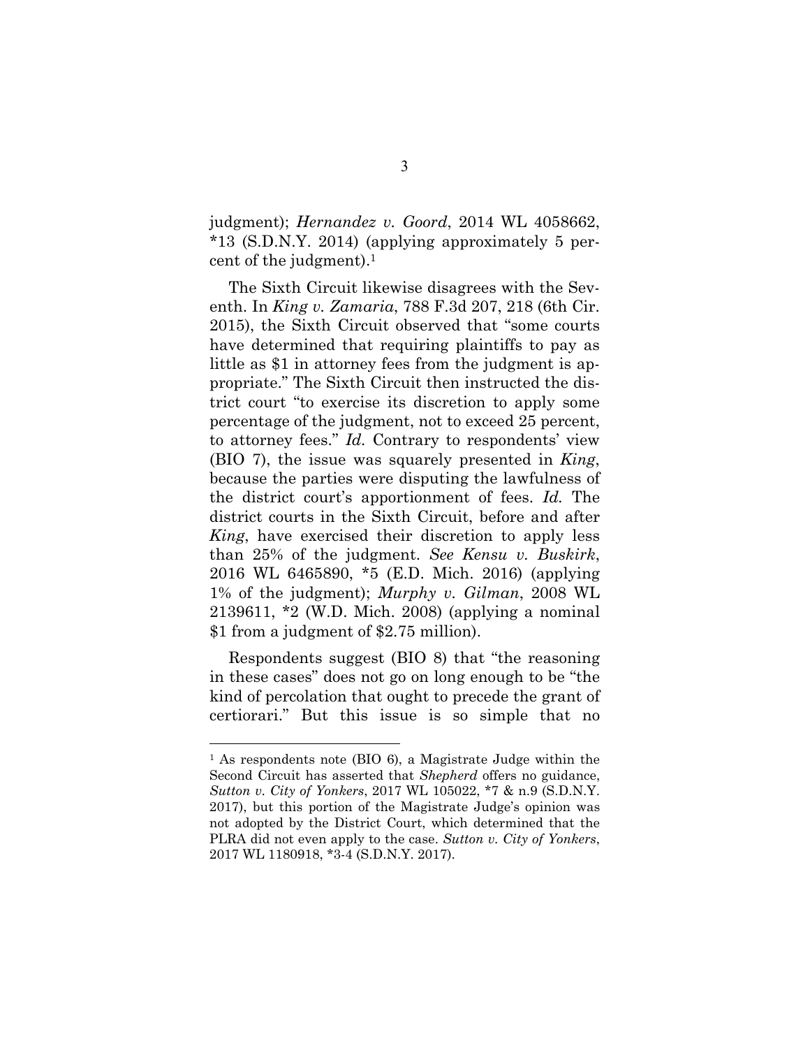judgment); *Hernandez v. Goord*, 2014 WL 4058662, *13 (S.D.N.Y. 2014) (applying approximately 5 percent of the judgment).[1]

The Sixth Circuit likewise disagrees with the Seventh. In *King v. Zamaria*, 788 F.3d 207, 218 (6th Cir. 2015), the Sixth Circuit observed that "some courts have determined that requiring plaintiffs to pay as little as $1 in attorney fees from the judgment is appropriate." The Sixth Circuit then instructed the district court "to exercise its discretion to apply some percentage of the judgment, not to exceed 25 percent, to attorney fees." *Id.* Contrary to respondents' view (BIO 7), the issue was squarely presented in *King*, because the parties were disputing the lawfulness of the district court's apportionment of fees. *Id.* The district courts in the Sixth Circuit, before and after *King*, have exercised their discretion to apply less than 25% of the judgment. *See Kensu v. Buskirk*, 2016 WL 6465890, *5 (E.D. Mich. 2016) (applying 1% of the judgment); *Murphy v. Gilman*, 2008 WL 2139611, *2 (W.D. Mich. 2008) (applying a nominal $1 from a judgment of $2.75 million).

Respondents suggest (BIO 8) that "the reasoning in these cases" does not go on long enough to be "the kind of percolation that ought to precede the grant of certiorari." But this issue is so simple that no

---

[1] As respondents note (BIO 6), a Magistrate Judge within the Second Circuit has asserted that *Shepherd* offers no guidance, *Sutton v. City of Yonkers*, 2017 WL 105022, *7 & n.9 (S.D.N.Y. 2017), but this portion of the Magistrate Judge's opinion was not adopted by the District Court, which determined that the PLRA did not even apply to the case. *Sutton v. City of Yonkers*, 2017 WL 1180918, *3-4 (S.D.N.Y. 2017).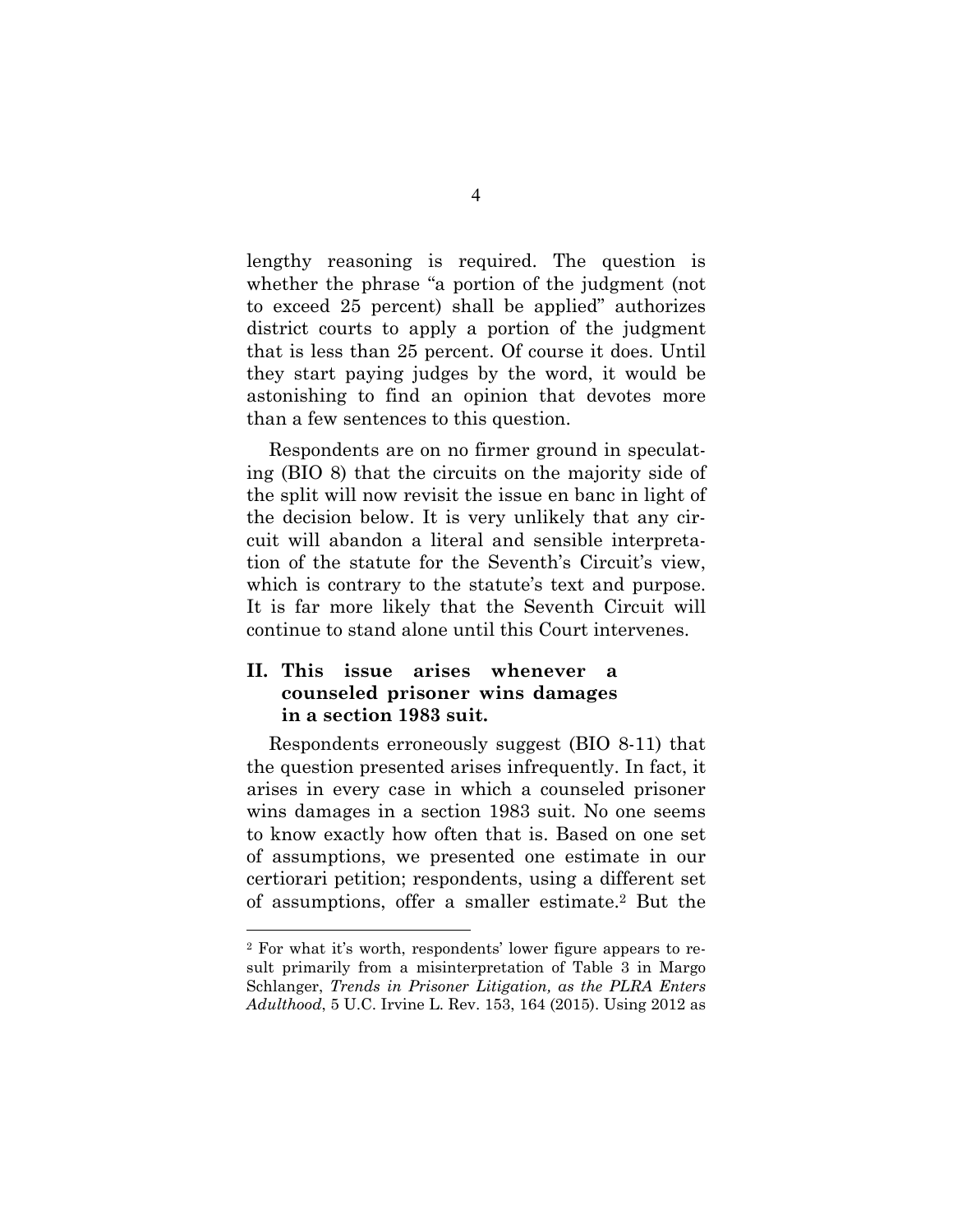lengthy reasoning is required. The question is whether the phrase "a portion of the judgment (not to exceed 25 percent) shall be applied" authorizes district courts to apply a portion of the judgment that is less than 25 percent. Of course it does. Until they start paying judges by the word, it would be astonishing to find an opinion that devotes more than a few sentences to this question.

Respondents are on no firmer ground in speculating (BIO 8) that the circuits on the majority side of the split will now revisit the issue en banc in light of the decision below. It is very unlikely that any circuit will abandon a literal and sensible interpretation of the statute for the Seventh's Circuit's view, which is contrary to the statute's text and purpose. It is far more likely that the Seventh Circuit will continue to stand alone until this Court intervenes.

## II. This issue arises whenever a counseled prisoner wins damages in a section 1983 suit.

Respondents erroneously suggest (BIO 8-11) that the question presented arises infrequently. In fact, it arises in every case in which a counseled prisoner wins damages in a section 1983 suit. No one seems to know exactly how often that is. Based on one set of assumptions, we presented one estimate in our certiorari petition; respondents, using a different set of assumptions, offer a smaller estimate.[2] But the

---

[2] For what it's worth, respondents' lower figure appears to result primarily from a misinterpretation of Table 3 in Margo Schlanger, *Trends in Prisoner Litigation, as the PLRA Enters Adulthood*, 5 U.C. Irvine L. Rev. 153, 164 (2015). Using 2012 as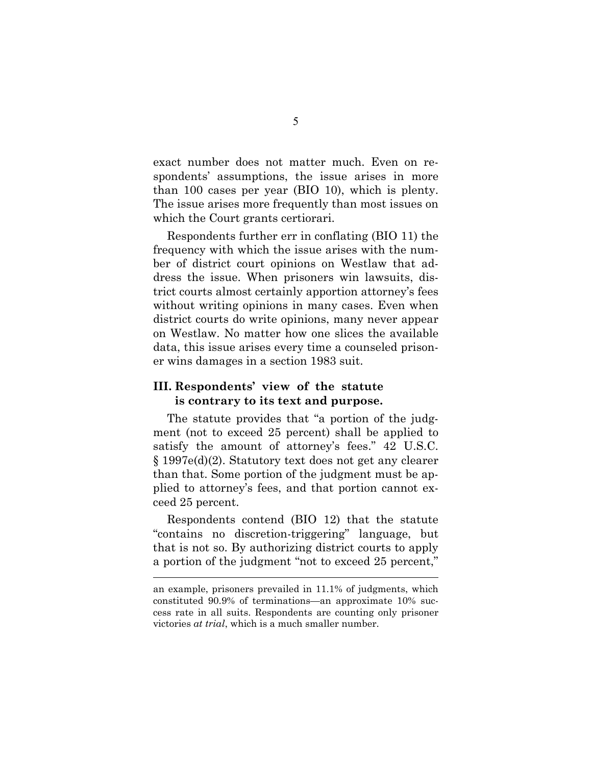exact number does not matter much. Even on respondents' assumptions, the issue arises in more than 100 cases per year (BIO 10), which is plenty. The issue arises more frequently than most issues on which the Court grants certiorari.

Respondents further err in conflating (BIO 11) the frequency with which the issue arises with the number of district court opinions on Westlaw that address the issue. When prisoners win lawsuits, district courts almost certainly apportion attorney's fees without writing opinions in many cases. Even when district courts do write opinions, many never appear on Westlaw. No matter how one slices the available data, this issue arises every time a counseled prisoner wins damages in a section 1983 suit.

### III. Respondents' view of the statute is contrary to its text and purpose.

The statute provides that "a portion of the judgment (not to exceed 25 percent) shall be applied to satisfy the amount of attorney's fees." 42 U.S.C. § 1997e(d)(2). Statutory text does not get any clearer than that. Some portion of the judgment must be applied to attorney's fees, and that portion cannot exceed 25 percent.

Respondents contend (BIO 12) that the statute "contains no discretion-triggering" language, but that is not so. By authorizing district courts to apply a portion of the judgment "not to exceed 25 percent,"

---

an example, prisoners prevailed in 11.1% of judgments, which constituted 90.9% of terminations—an approximate 10% success rate in all suits. Respondents are counting only prisoner victories *at trial*, which is a much smaller number.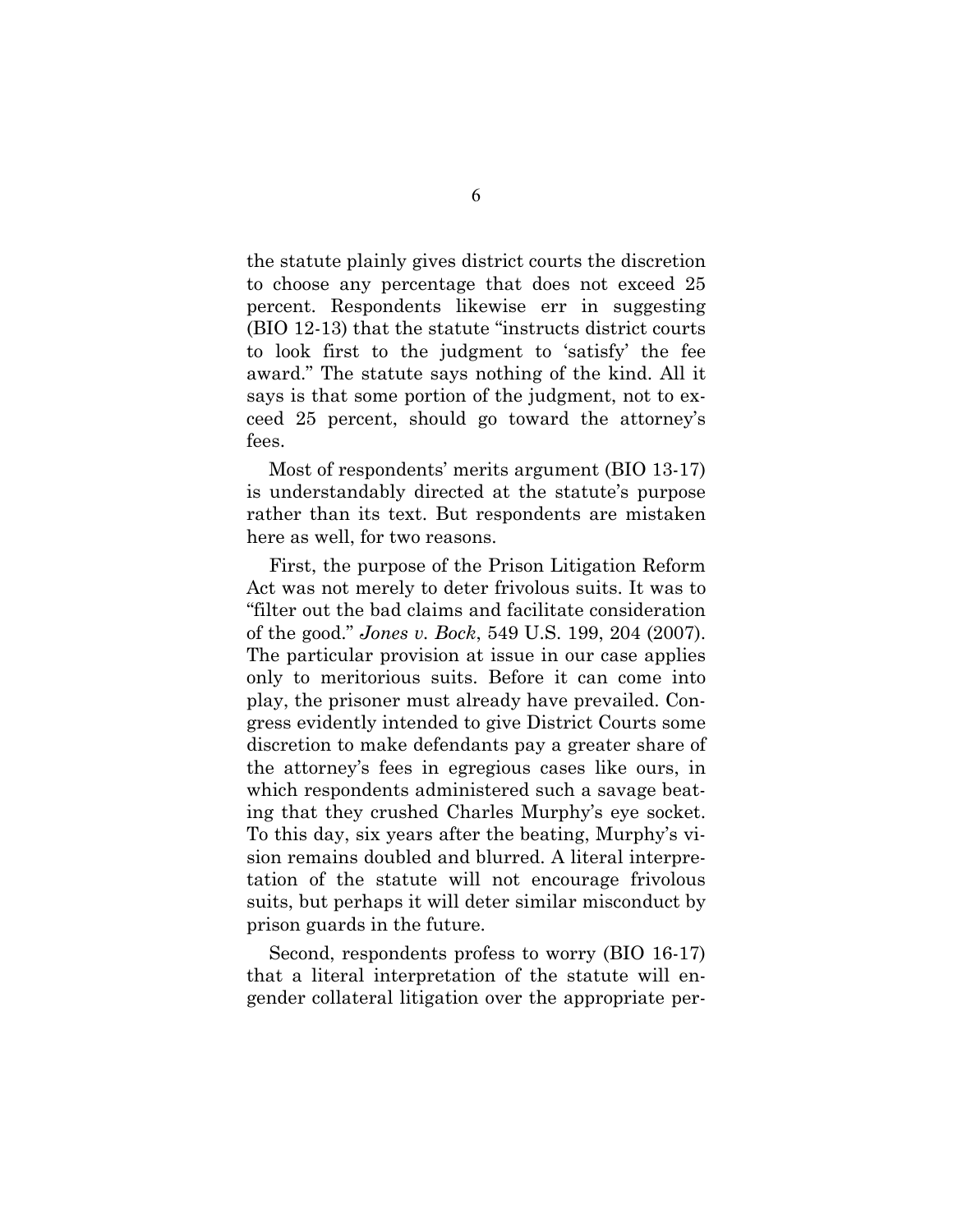the statute plainly gives district courts the discretion to choose any percentage that does not exceed 25 percent. Respondents likewise err in suggesting (BIO 12-13) that the statute "instructs district courts to look first to the judgment to 'satisfy' the fee award." The statute says nothing of the kind. All it says is that some portion of the judgment, not to exceed 25 percent, should go toward the attorney's fees.

Most of respondents' merits argument (BIO 13-17) is understandably directed at the statute's purpose rather than its text. But respondents are mistaken here as well, for two reasons.

First, the purpose of the Prison Litigation Reform Act was not merely to deter frivolous suits. It was to "filter out the bad claims and facilitate consideration of the good." *Jones v. Bock*, 549 U.S. 199, 204 (2007). The particular provision at issue in our case applies only to meritorious suits. Before it can come into play, the prisoner must already have prevailed. Congress evidently intended to give District Courts some discretion to make defendants pay a greater share of the attorney's fees in egregious cases like ours, in which respondents administered such a savage beating that they crushed Charles Murphy's eye socket. To this day, six years after the beating, Murphy's vision remains doubled and blurred. A literal interpretation of the statute will not encourage frivolous suits, but perhaps it will deter similar misconduct by prison guards in the future.

Second, respondents profess to worry (BIO 16-17) that a literal interpretation of the statute will engender collateral litigation over the appropriate per-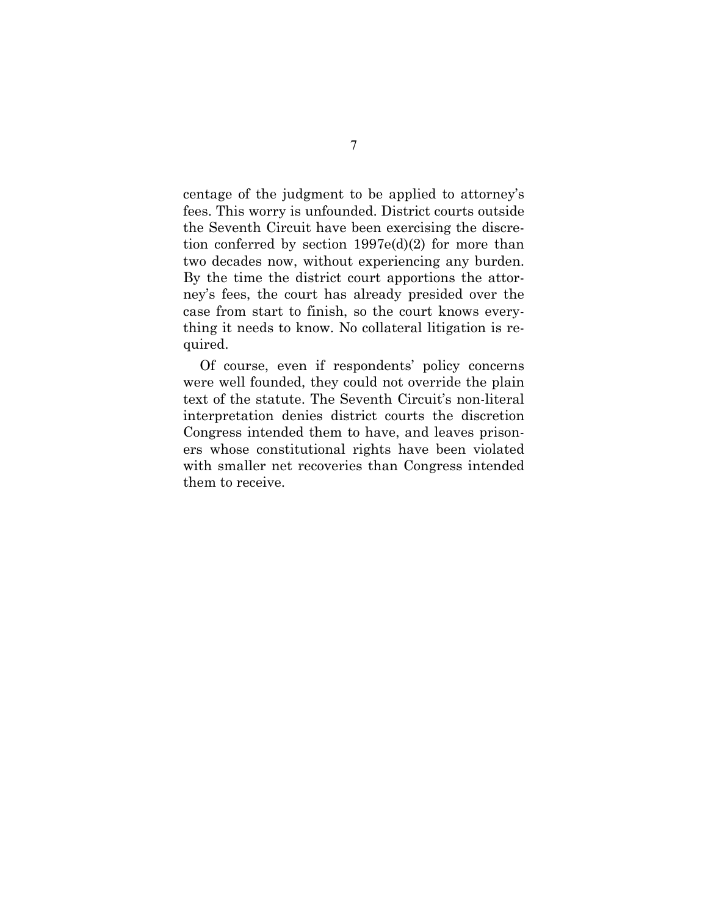centage of the judgment to be applied to attorney's fees. This worry is unfounded. District courts outside the Seventh Circuit have been exercising the discretion conferred by section 1997e(d)(2) for more than two decades now, without experiencing any burden. By the time the district court apportions the attorney's fees, the court has already presided over the case from start to finish, so the court knows everything it needs to know. No collateral litigation is required.

Of course, even if respondents' policy concerns were well founded, they could not override the plain text of the statute. The Seventh Circuit's non-literal interpretation denies district courts the discretion Congress intended them to have, and leaves prisoners whose constitutional rights have been violated with smaller net recoveries than Congress intended them to receive.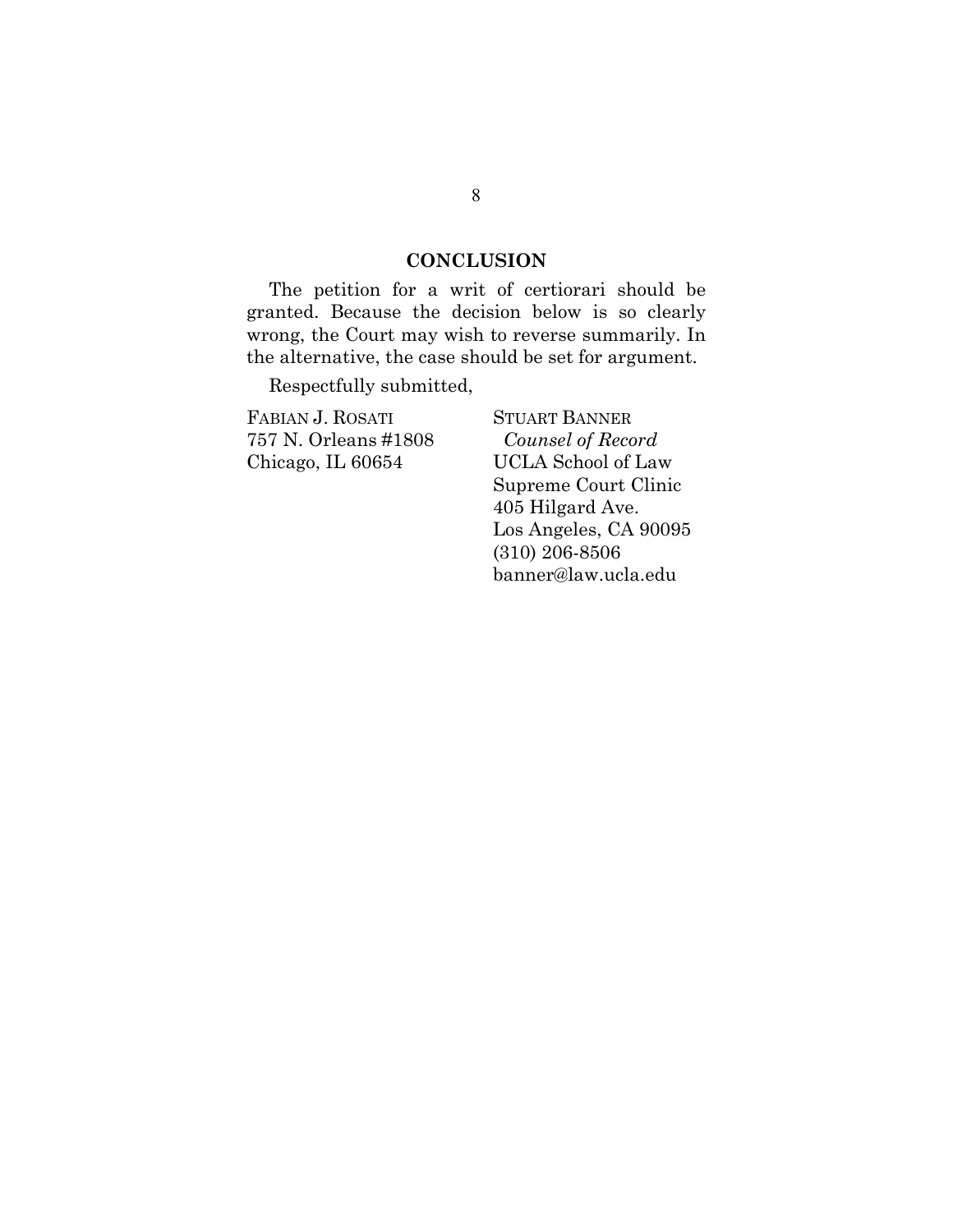## CONCLUSION

The petition for a writ of certiorari should be granted. Because the decision below is so clearly wrong, the Court may wish to reverse summarily. In the alternative, the case should be set for argument.

Respectfully submitted,

FABIAN J. ROSATI
757 N. Orleans #1808
Chicago, IL 60654

STUART BANNER
*Counsel of Record*
UCLA School of Law
Supreme Court Clinic
405 Hilgard Ave.
Los Angeles, CA 90095
(310) 206-8506
banner@law.ucla.edu